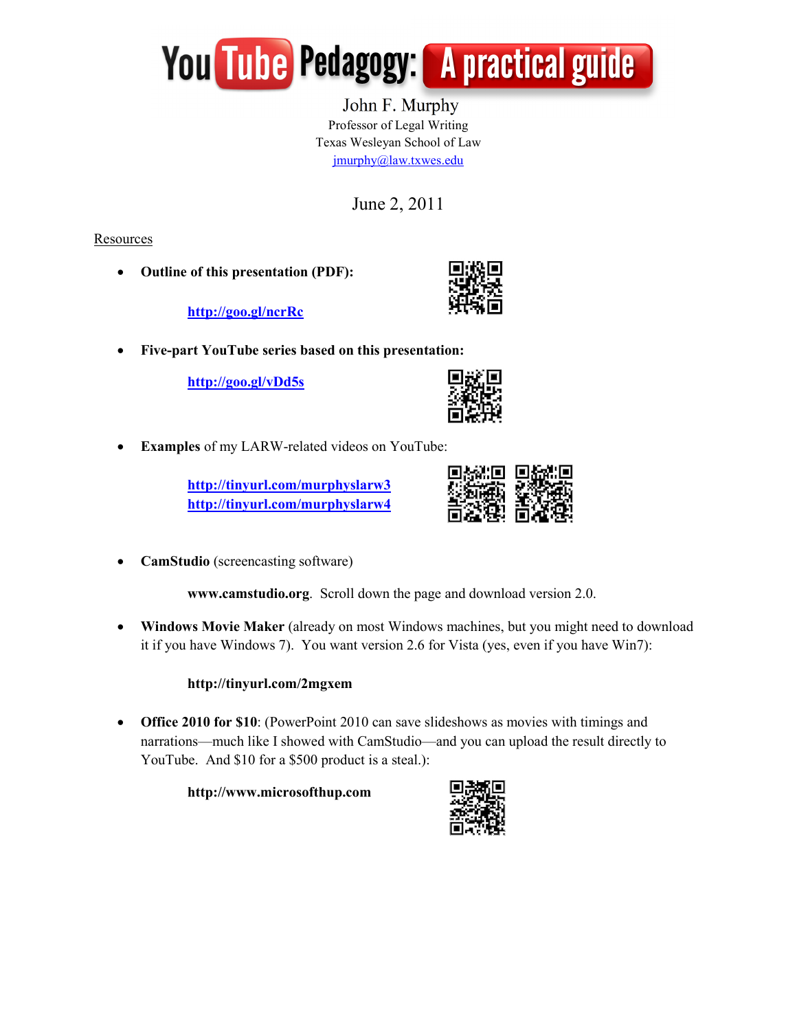# YouTube Pedagogy: A practical guide

John F. Murphy
Professor of Legal Writing
Texas Wesleyan School of Law
jmurphy@law.txwes.edu

June 2, 2011

Resources

- **Outline of this presentation (PDF):**

  **http://goo.gl/ncrRc**

- **Five-part YouTube series based on this presentation:**

  **http://goo.gl/vDd5s**

- **Examples** of my LARW-related videos on YouTube:

  **http://tinyurl.com/murphyslarw3**
  **http://tinyurl.com/murphyslarw4**

- **CamStudio** (screencasting software)

  **www.camstudio.org**. Scroll down the page and download version 2.0.

- **Windows Movie Maker** (already on most Windows machines, but you might need to download it if you have Windows 7). You want version 2.6 for Vista (yes, even if you have Win7):

  **http://tinyurl.com/2mgxem**

- **Office 2010 for $10**: (PowerPoint 2010 can save slideshows as movies with timings and narrations—much like I showed with CamStudio—and you can upload the result directly to YouTube. And $10 for a $500 product is a steal.):

  **http://www.microsofthup.com**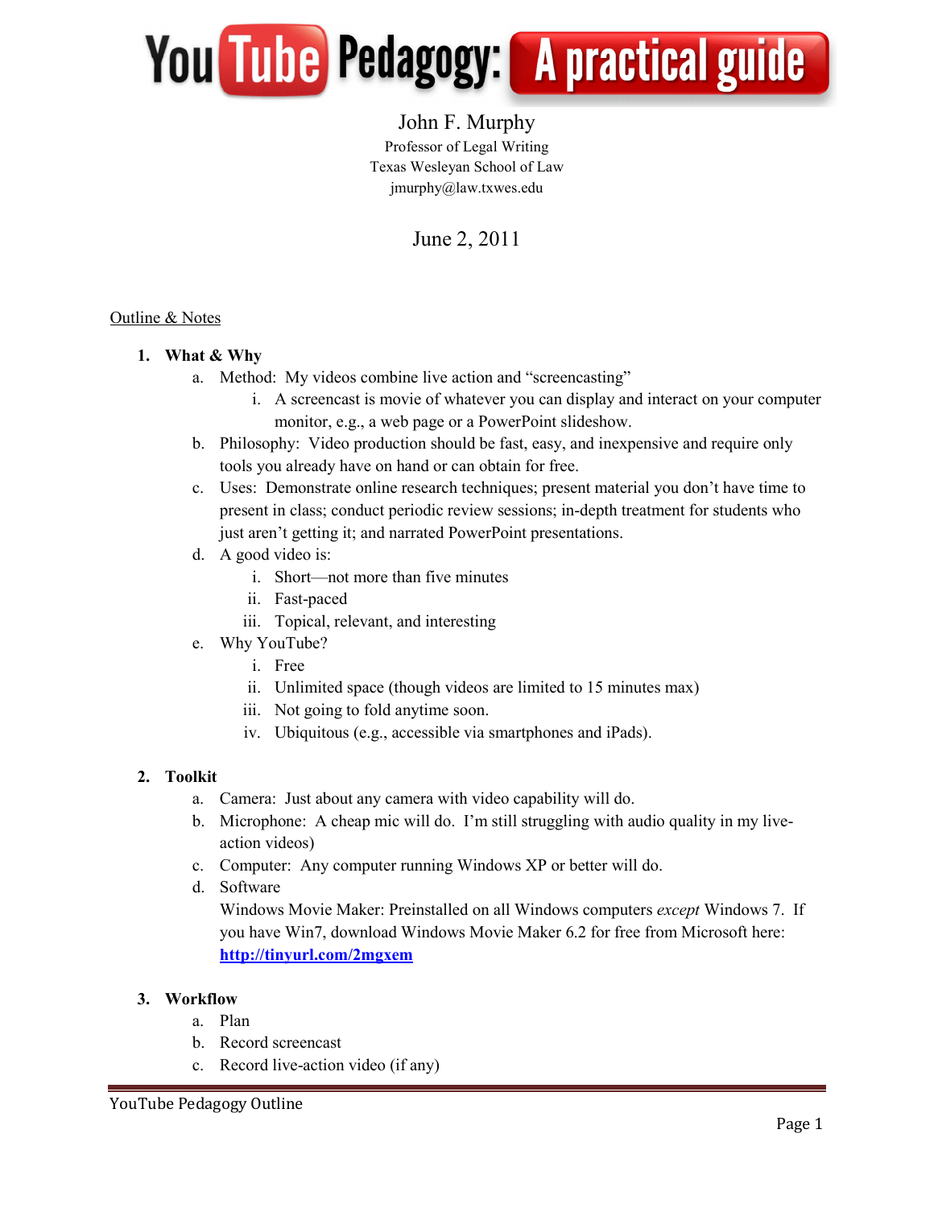# YouTube Pedagogy: A practical guide

John F. Murphy
Professor of Legal Writing
Texas Wesleyan School of Law
jmurphy@law.txwes.edu

June 2, 2011

Outline & Notes

1. **What & Why**
   a. Method: My videos combine live action and "screencasting"
      i. A screencast is movie of whatever you can display and interact on your computer monitor, e.g., a web page or a PowerPoint slideshow.
   b. Philosophy: Video production should be fast, easy, and inexpensive and require only tools you already have on hand or can obtain for free.
   c. Uses: Demonstrate online research techniques; present material you don't have time to present in class; conduct periodic review sessions; in-depth treatment for students who just aren't getting it; and narrated PowerPoint presentations.
   d. A good video is:
      i. Short—not more than five minutes
      ii. Fast-paced
      iii. Topical, relevant, and interesting
   e. Why YouTube?
      i. Free
      ii. Unlimited space (though videos are limited to 15 minutes max)
      iii. Not going to fold anytime soon.
      iv. Ubiquitous (e.g., accessible via smartphones and iPads).

2. **Toolkit**
   a. Camera: Just about any camera with video capability will do.
   b. Microphone: A cheap mic will do. I'm still struggling with audio quality in my live-action videos)
   c. Computer: Any computer running Windows XP or better will do.
   d. Software
      Windows Movie Maker: Preinstalled on all Windows computers *except* Windows 7. If you have Win7, download Windows Movie Maker 6.2 for free from Microsoft here: **http://tinyurl.com/2mgxem**

3. **Workflow**
   a. Plan
   b. Record screencast
   c. Record live-action video (if any)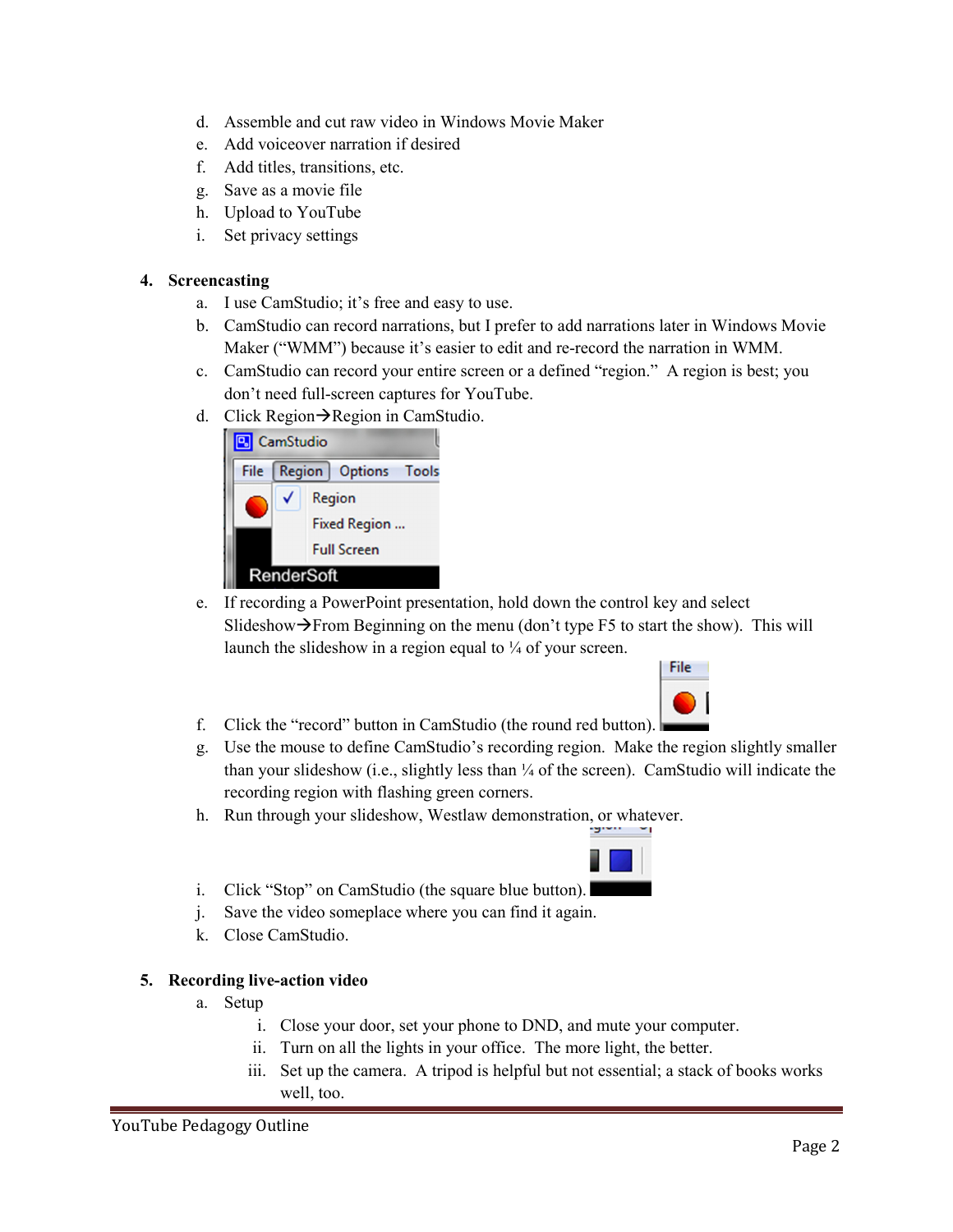d. Assemble and cut raw video in Windows Movie Maker
e. Add voiceover narration if desired
f. Add titles, transitions, etc.
g. Save as a movie file
h. Upload to YouTube
i. Set privacy settings

4. **Screencasting**
   a. I use CamStudio; it's free and easy to use.
   b. CamStudio can record narrations, but I prefer to add narrations later in Windows Movie Maker ("WMM") because it's easier to edit and re-record the narration in WMM.
   c. CamStudio can record your entire screen or a defined "region." A region is best; you don't need full-screen captures for YouTube.
   d. Click Region→Region in CamStudio.
   e. If recording a PowerPoint presentation, hold down the control key and select Slideshow→From Beginning on the menu (don't type F5 to start the show). This will launch the slideshow in a region equal to ¼ of your screen.
   f. Click the "record" button in CamStudio (the round red button).
   g. Use the mouse to define CamStudio's recording region. Make the region slightly smaller than your slideshow (i.e., slightly less than ¼ of the screen). CamStudio will indicate the recording region with flashing green corners.
   h. Run through your slideshow, Westlaw demonstration, or whatever.
   i. Click "Stop" on CamStudio (the square blue button).
   j. Save the video someplace where you can find it again.
   k. Close CamStudio.

5. **Recording live-action video**
   a. Setup
      i. Close your door, set your phone to DND, and mute your computer.
      ii. Turn on all the lights in your office. The more light, the better.
      iii. Set up the camera. A tripod is helpful but not essential; a stack of books works well, too.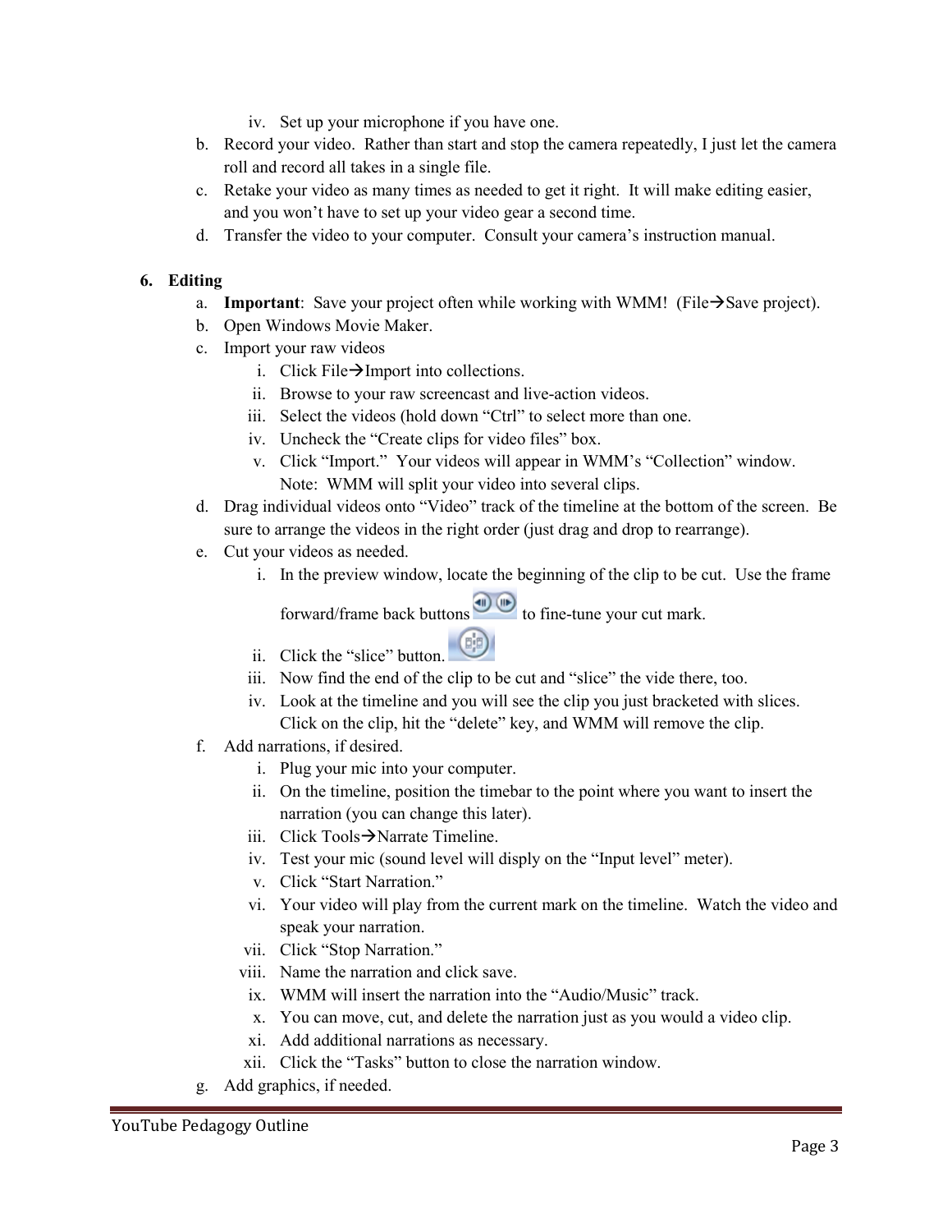iv. Set up your microphone if you have one.

b. Record your video. Rather than start and stop the camera repeatedly, I just let the camera roll and record all takes in a single file.
c. Retake your video as many times as needed to get it right. It will make editing easier, and you won't have to set up your video gear a second time.
d. Transfer the video to your computer. Consult your camera's instruction manual.

**6. Editing**

a. **Important**: Save your project often while working with WMM! (File→Save project).
b. Open Windows Movie Maker.
c. Import your raw videos
    i. Click File→Import into collections.
    ii. Browse to your raw screencast and live-action videos.
    iii. Select the videos (hold down "Ctrl" to select more than one.
    iv. Uncheck the "Create clips for video files" box.
    v. Click "Import." Your videos will appear in WMM's "Collection" window. Note: WMM will split your video into several clips.
d. Drag individual videos onto "Video" track of the timeline at the bottom of the screen. Be sure to arrange the videos in the right order (just drag and drop to rearrange).
e. Cut your videos as needed.
    i. In the preview window, locate the beginning of the clip to be cut. Use the frame forward/frame back buttons to fine-tune your cut mark.
    ii. Click the "slice" button.
    iii. Now find the end of the clip to be cut and "slice" the vide there, too.
    iv. Look at the timeline and you will see the clip you just bracketed with slices. Click on the clip, hit the "delete" key, and WMM will remove the clip.
f. Add narrations, if desired.
    i. Plug your mic into your computer.
    ii. On the timeline, position the timebar to the point where you want to insert the narration (you can change this later).
    iii. Click Tools→Narrate Timeline.
    iv. Test your mic (sound level will disply on the "Input level" meter).
    v. Click "Start Narration."
    vi. Your video will play from the current mark on the timeline. Watch the video and speak your narration.
    vii. Click "Stop Narration."
    viii. Name the narration and click save.
    ix. WMM will insert the narration into the "Audio/Music" track.
    x. You can move, cut, and delete the narration just as you would a video clip.
    xi. Add additional narrations as necessary.
    xii. Click the "Tasks" button to close the narration window.
g. Add graphics, if needed.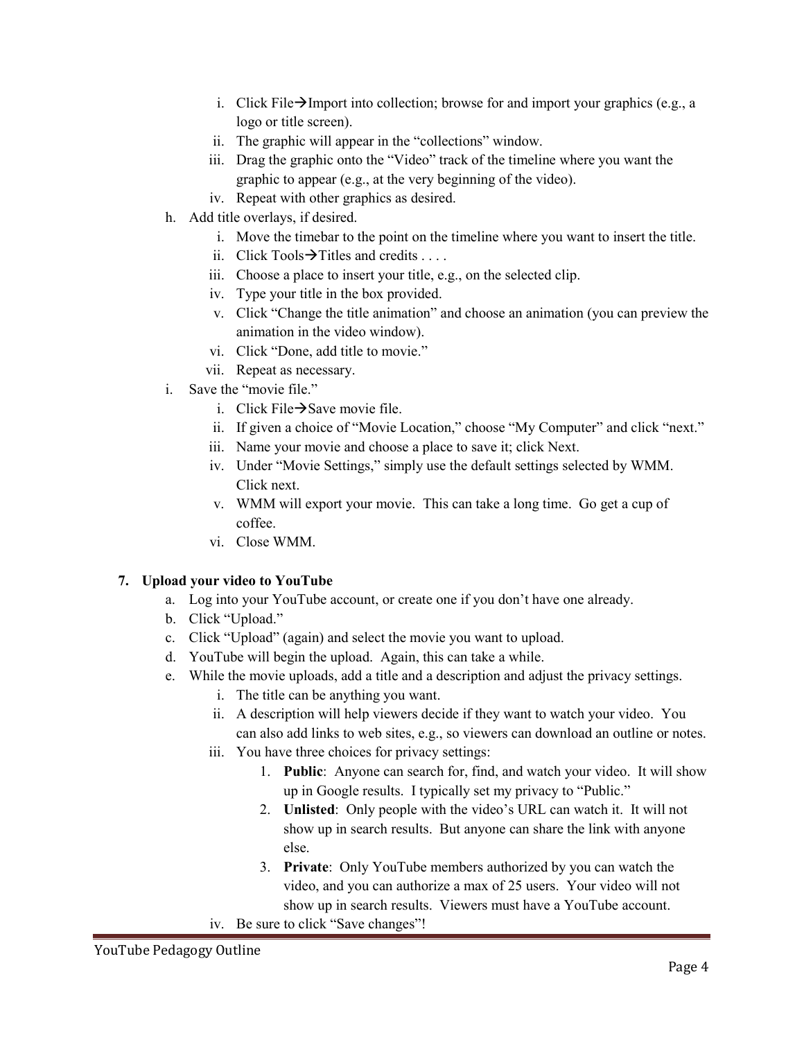i. Click File→Import into collection; browse for and import your graphics (e.g., a logo or title screen).
   ii. The graphic will appear in the "collections" window.
   iii. Drag the graphic onto the "Video" track of the timeline where you want the graphic to appear (e.g., at the very beginning of the video).
   iv. Repeat with other graphics as desired.

h. Add title overlays, if desired.
   i. Move the timebar to the point on the timeline where you want to insert the title.
   ii. Click Tools→Titles and credits . . . .
   iii. Choose a place to insert your title, e.g., on the selected clip.
   iv. Type your title in the box provided.
   v. Click "Change the title animation" and choose an animation (you can preview the animation in the video window).
   vi. Click "Done, add title to movie."
   vii. Repeat as necessary.

i. Save the "movie file."
   i. Click File→Save movie file.
   ii. If given a choice of "Movie Location," choose "My Computer" and click "next."
   iii. Name your movie and choose a place to save it; click Next.
   iv. Under "Movie Settings," simply use the default settings selected by WMM. Click next.
   v. WMM will export your movie. This can take a long time. Go get a cup of coffee.
   vi. Close WMM.

**7. Upload your video to YouTube**

a. Log into your YouTube account, or create one if you don't have one already.

b. Click "Upload."

c. Click "Upload" (again) and select the movie you want to upload.

d. YouTube will begin the upload. Again, this can take a while.

e. While the movie uploads, add a title and a description and adjust the privacy settings.
   i. The title can be anything you want.
   ii. A description will help viewers decide if they want to watch your video. You can also add links to web sites, e.g., so viewers can download an outline or notes.
   iii. You have three choices for privacy settings:
      1. **Public**: Anyone can search for, find, and watch your video. It will show up in Google results. I typically set my privacy to "Public."
      2. **Unlisted**: Only people with the video's URL can watch it. It will not show up in search results. But anyone can share the link with anyone else.
      3. **Private**: Only YouTube members authorized by you can watch the video, and you can authorize a max of 25 users. Your video will not show up in search results. Viewers must have a YouTube account.
   iv. Be sure to click "Save changes"!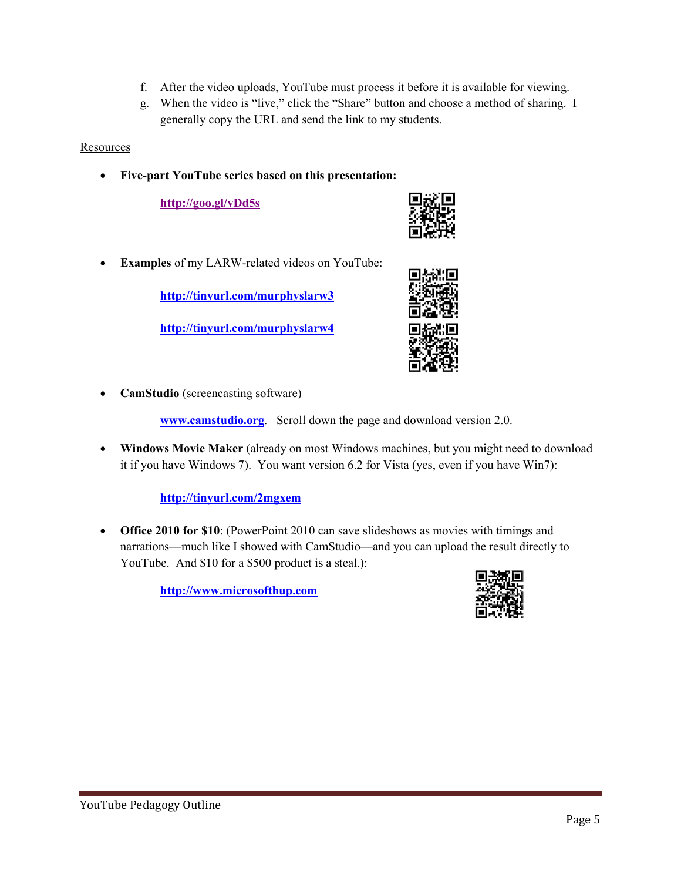f. After the video uploads, YouTube must process it before it is available for viewing.
g. When the video is "live," click the "Share" button and choose a method of sharing. I generally copy the URL and send the link to my students.

Resources

- **Five-part YouTube series based on this presentation:**

  http://goo.gl/vDd5s

- **Examples** of my LARW-related videos on YouTube:

  http://tinyurl.com/murphyslarw3

  http://tinyurl.com/murphyslarw4

- **CamStudio** (screencasting software)

  www.camstudio.org. Scroll down the page and download version 2.0.

- **Windows Movie Maker** (already on most Windows machines, but you might need to download it if you have Windows 7). You want version 6.2 for Vista (yes, even if you have Win7):

  http://tinyurl.com/2mgxem

- **Office 2010 for $10**: (PowerPoint 2010 can save slideshows as movies with timings and narrations—much like I showed with CamStudio—and you can upload the result directly to YouTube. And $10 for a $500 product is a steal.):

  http://www.microsofthup.com